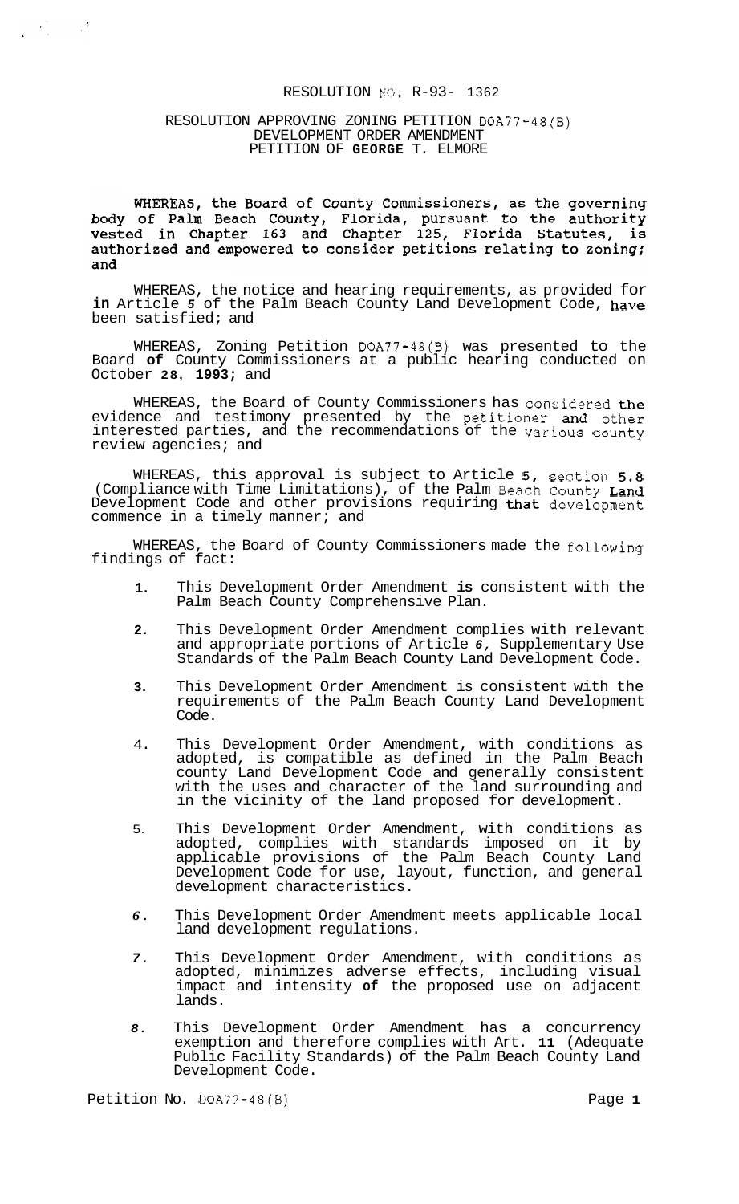RESOLUTION NO. R-93- 1362

RESOLUTION APPROVING ZONING PETITION DOA77-48(B)
DEVELOPMENT ORDER AMENDMENT
PETITION OF GEORGE T. ELMORE

WHEREAS, the Board of County Commissioners, as the governing body of Palm Beach County, Florida, pursuant to the authority vested in Chapter 163 and Chapter 125, Florida Statutes, is authorized and empowered to consider petitions relating to zoning; and

WHEREAS, the notice and hearing requirements, as provided for in Article 5 of the Palm Beach County Land Development Code, have been satisfied; and

WHEREAS, Zoning Petition DOA77-48(B) was presented to the Board of County Commissioners at a public hearing conducted on October 28, 1993; and

WHEREAS, the Board of County Commissioners has considered the evidence and testimony presented by the petitioner and other interested parties, and the recommendations of the various county review agencies; and

WHEREAS, this approval is subject to Article 5, section 5.8 (Compliance with Time Limitations), of the Palm Beach County Land Development Code and other provisions requiring that development commence in a timely manner; and

WHEREAS, the Board of County Commissioners made the following findings of fact:

1. This Development Order Amendment is consistent with the Palm Beach County Comprehensive Plan.

2. This Development Order Amendment complies with relevant and appropriate portions of Article 6, Supplementary Use Standards of the Palm Beach County Land Development Code.

3. This Development Order Amendment is consistent with the requirements of the Palm Beach County Land Development Code.

4. This Development Order Amendment, with conditions as adopted, is compatible as defined in the Palm Beach county Land Development Code and generally consistent with the uses and character of the land surrounding and in the vicinity of the land proposed for development.

5. This Development Order Amendment, with conditions as adopted, complies with standards imposed on it by applicable provisions of the Palm Beach County Land Development Code for use, layout, function, and general development characteristics.

6. This Development Order Amendment meets applicable local land development regulations.

7. This Development Order Amendment, with conditions as adopted, minimizes adverse effects, including visual impact and intensity of the proposed use on adjacent lands.

8. This Development Order Amendment has a concurrency exemption and therefore complies with Art. 11 (Adequate Public Facility Standards) of the Palm Beach County Land Development Code.

Petition No. DOA77-48(B)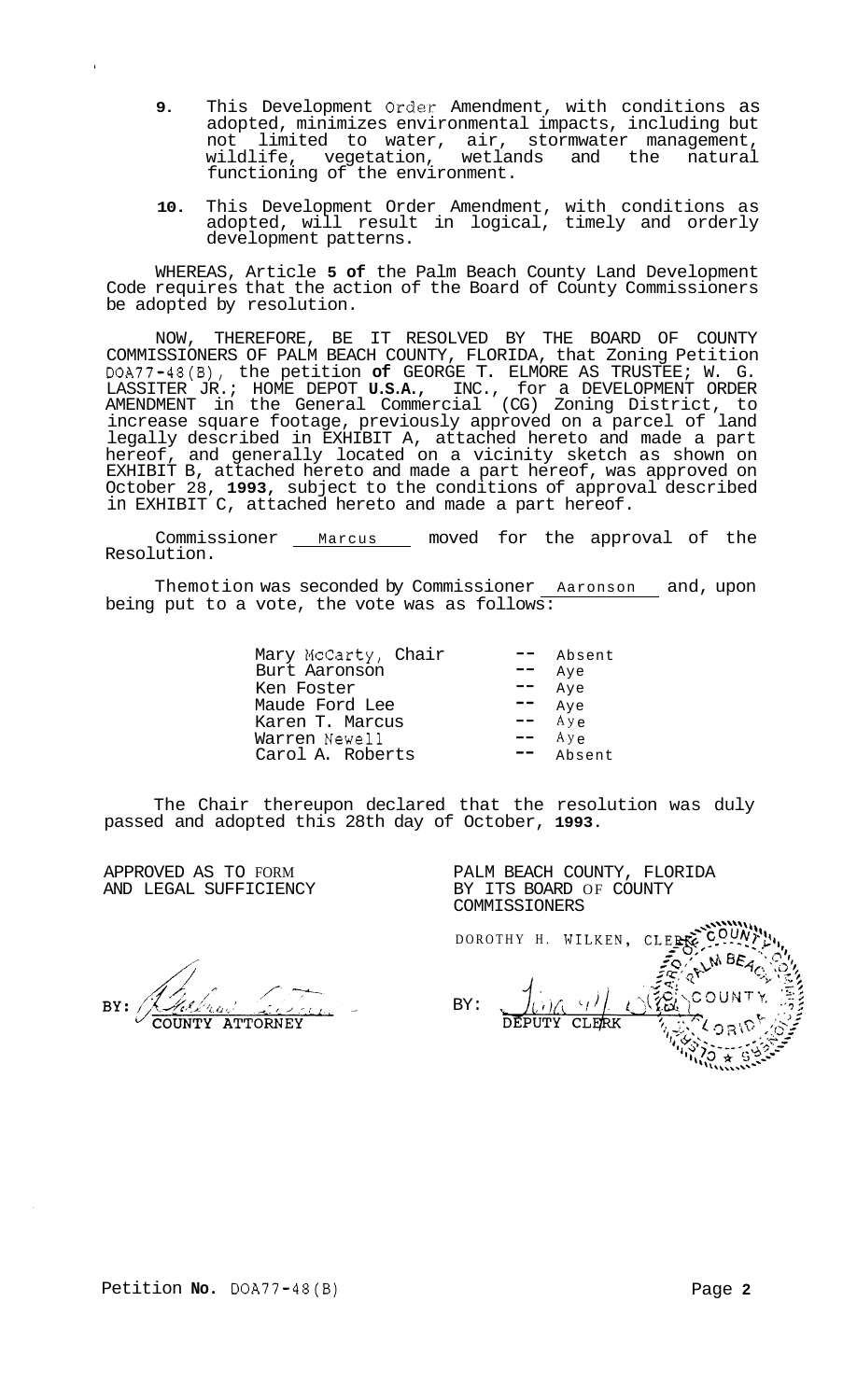9. This Development Order Amendment, with conditions as adopted, minimizes environmental impacts, including but not limited to water, air, stormwater management, wildlife, vegetation, wetlands and the natural functioning of the environment.

10. This Development Order Amendment, with conditions as adopted, will result in logical, timely and orderly development patterns.

WHEREAS, Article 5 of the Palm Beach County Land Development Code requires that the action of the Board of County Commissioners be adopted by resolution.

NOW, THEREFORE, BE IT RESOLVED BY THE BOARD OF COUNTY COMMISSIONERS OF PALM BEACH COUNTY, FLORIDA, that Zoning Petition DOA77-48(B), the petition of GEORGE T. ELMORE AS TRUSTEE; W. G. LASSITER JR.; HOME DEPOT U.S.A., INC., for a DEVELOPMENT ORDER AMENDMENT in the General Commercial (CG) Zoning District, to increase square footage, previously approved on a parcel of land legally described in EXHIBIT A, attached hereto and made a part hereof, and generally located on a vicinity sketch as shown on EXHIBIT B, attached hereto and made a part hereof, was approved on October 28, 1993, subject to the conditions of approval described in EXHIBIT C, attached hereto and made a part hereof.

Commissioner Marcus moved for the approval of the Resolution.

The motion was seconded by Commissioner Aaronson and, upon being put to a vote, the vote was as follows:

| | | |
|---|---|---|
| Mary McCarty, Chair | -- | Absent |
| Burt Aaronson | -- | Aye |
| Ken Foster | -- | Aye |
| Maude Ford Lee | -- | Aye |
| Karen T. Marcus | -- | Aye |
| Warren Newell | -- | Aye |
| Carol A. Roberts | -- | Absent |

The Chair thereupon declared that the resolution was duly passed and adopted this 28th day of October, 1993.

APPROVED AS TO FORM AND LEGAL SUFFICIENCY

BY: COUNTY ATTORNEY

PALM BEACH COUNTY, FLORIDA BY ITS BOARD OF COUNTY COMMISSIONERS

DOROTHY H. WILKEN, CLERK

BY: DEPUTY CLERK

Petition No. DOA77-48(B)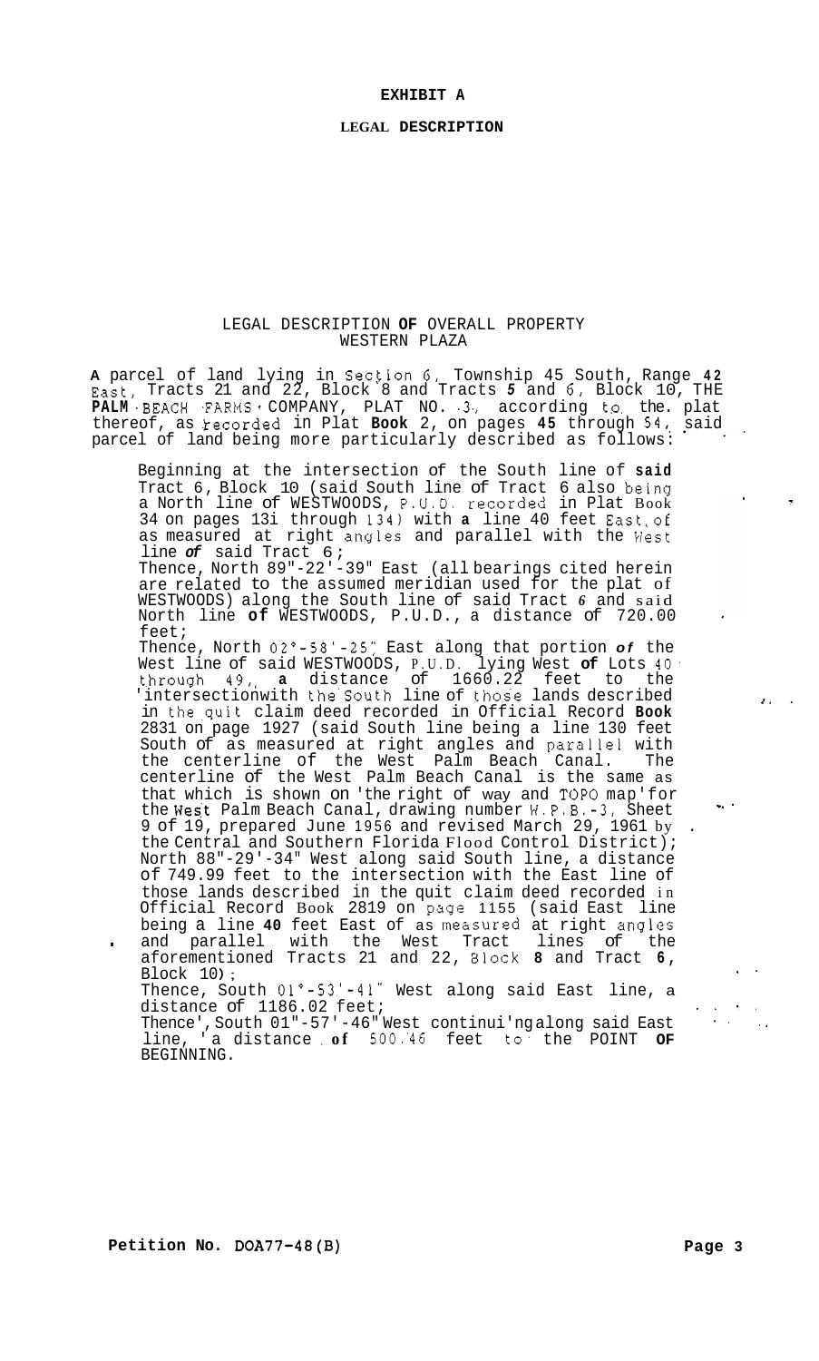# EXHIBIT A

## LEGAL DESCRIPTION

### LEGAL DESCRIPTION OF OVERALL PROPERTY
### WESTERN PLAZA

A parcel of land lying in Section 6, Township 45 South, Range 42 East, Tracts 21 and 22, Block 8 and Tracts 5 and 6, Block 10, THE PALM BEACH FARMS COMPANY, PLAT NO. 3, according to the plat thereof, as recorded in Plat Book 2, on pages 45 through 54, said parcel of land being more particularly described as follows:

Beginning at the intersection of the South line of said Tract 6, Block 10 (said South line of Tract 6 also being a North line of WESTWOODS, P.U.D. recorded in Plat Book 34 on pages 131 through 134) with a line 40 feet East of as measured at right angles and parallel with the West line of said Tract 6;
Thence, North 89"-22'-39" East (all bearings cited herein are related to the assumed meridian used for the plat of WESTWOODS) along the South line of said Tract 6 and said North line of WESTWOODS, P.U.D., a distance of 720.00 feet;
Thence, North 02°-58'-25" East along that portion of the West line of said WESTWOODS, P.U.D. lying West of Lots 40 through 49, a distance of 1660.22 feet to the intersection with the South line of those lands described in the quit claim deed recorded in Official Record Book 2831 on page 1927 (said South line being a line 130 feet South of as measured at right angles and parallel with the centerline of the West Palm Beach Canal. The centerline of the West Palm Beach Canal is the same as that which is shown on the right of way and TOPO map for the West Palm Beach Canal, drawing number W.P.B.-3, Sheet 9 of 19, prepared June 1956 and revised March 29, 1961 by the Central and Southern Florida Flood Control District); North 88"-29'-34" West along said South line, a distance of 749.99 feet to the intersection with the East line of those lands described in the quit claim deed recorded in Official Record Book 2819 on page 1155 (said East line being a line 40 feet East of as measured at right angles and parallel with the West Tract lines of the aforementioned Tracts 21 and 22, Block 8 and Tract 6, Block 10);
Thence, South 01°-53'-41" West along said East line, a distance of 1186.02 feet;
Thence, South 01"-57'-46" West continuing along said East line, a distance of 500.46 feet to the POINT OF BEGINNING.

**Petition No. DOA77-48(B)**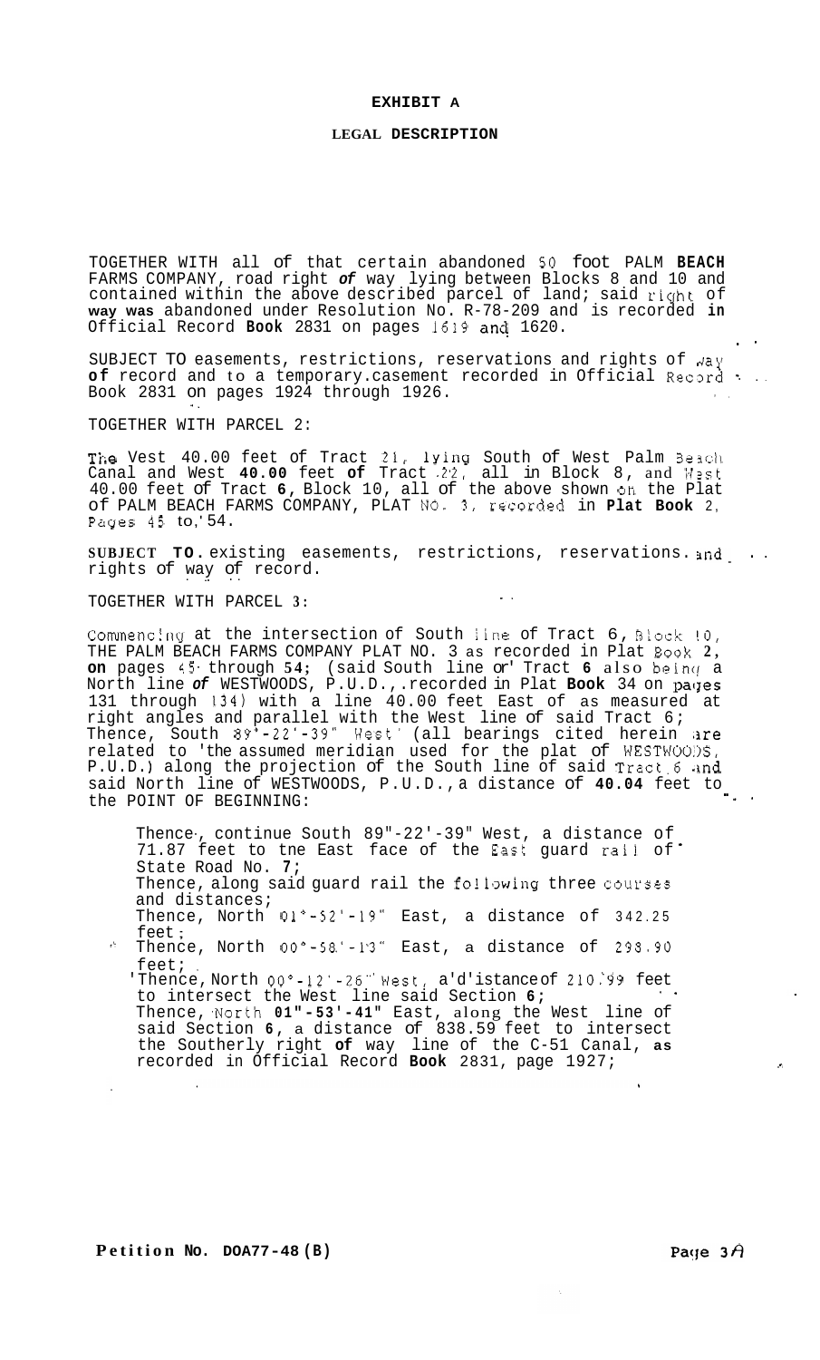# EXHIBIT A

## LEGAL DESCRIPTION

TOGETHER WITH all of that certain abandoned 50 foot PALM BEACH FARMS COMPANY, road right of way lying between Blocks 8 and 10 and contained within the above described parcel of land; said right of way was abandoned under Resolution No. R-78-209 and is recorded in Official Record Book 2831 on pages 1619 and 1620.

SUBJECT TO easements, restrictions, reservations and rights of way of record and to a temporary casement recorded in Official Record Book 2831 on pages 1924 through 1926.

TOGETHER WITH PARCEL 2:

The West 40.00 feet of Tract 21, lying South of West Palm Beach Canal and West 40.00 feet of Tract 22, all in Block 8, and West 40.00 feet of Tract 6, Block 10, all of the above shown on the Plat of PALM BEACH FARMS COMPANY, PLAT NO. 3, recorded in Plat Book 2, Pages 45 to 54.

SUBJECT TO existing easements, restrictions, reservations and rights of way of record.

TOGETHER WITH PARCEL 3:

Commencing at the intersection of South line of Tract 6, Block 10, THE PALM BEACH FARMS COMPANY PLAT NO. 3 as recorded in Plat Book 2, on pages 45 through 54; (said South line or Tract 6 also being a North line of WESTWOODS, P.U.D., recorded in Plat Book 34 on pages 131 through 134) with a line 40.00 feet East of as measured at right angles and parallel with the West line of said Tract 6; Thence, South 89°-22'-39" West (all bearings cited herein are related to the assumed meridian used for the plat of WESTWOODS, P.U.D.) along the projection of the South line of said Tract 6 and said North line of WESTWOODS, P.U.D., a distance of 40.04 feet to the POINT OF BEGINNING:

> Thence, continue South 89°-22'-39" West, a distance of 71.87 feet to the East face of the East guard rail of State Road No. 7;
> Thence, along said guard rail the following three courses and distances;
> Thence, North 01°-52'-19" East, a distance of 342.25 feet;
> Thence, North 00°-58'-13" East, a distance of 298.90 feet;
> Thence, North 00°-12'-26" West, a distance of 210.99 feet to intersect the West line said Section 6;
> Thence, North 01°-53'-41" East, along the West line of said Section 6, a distance of 838.59 feet to intersect the Southerly right of way line of the C-51 Canal, as recorded in Official Record Book 2831, page 1927;

Petition No. DOA77-48 (B)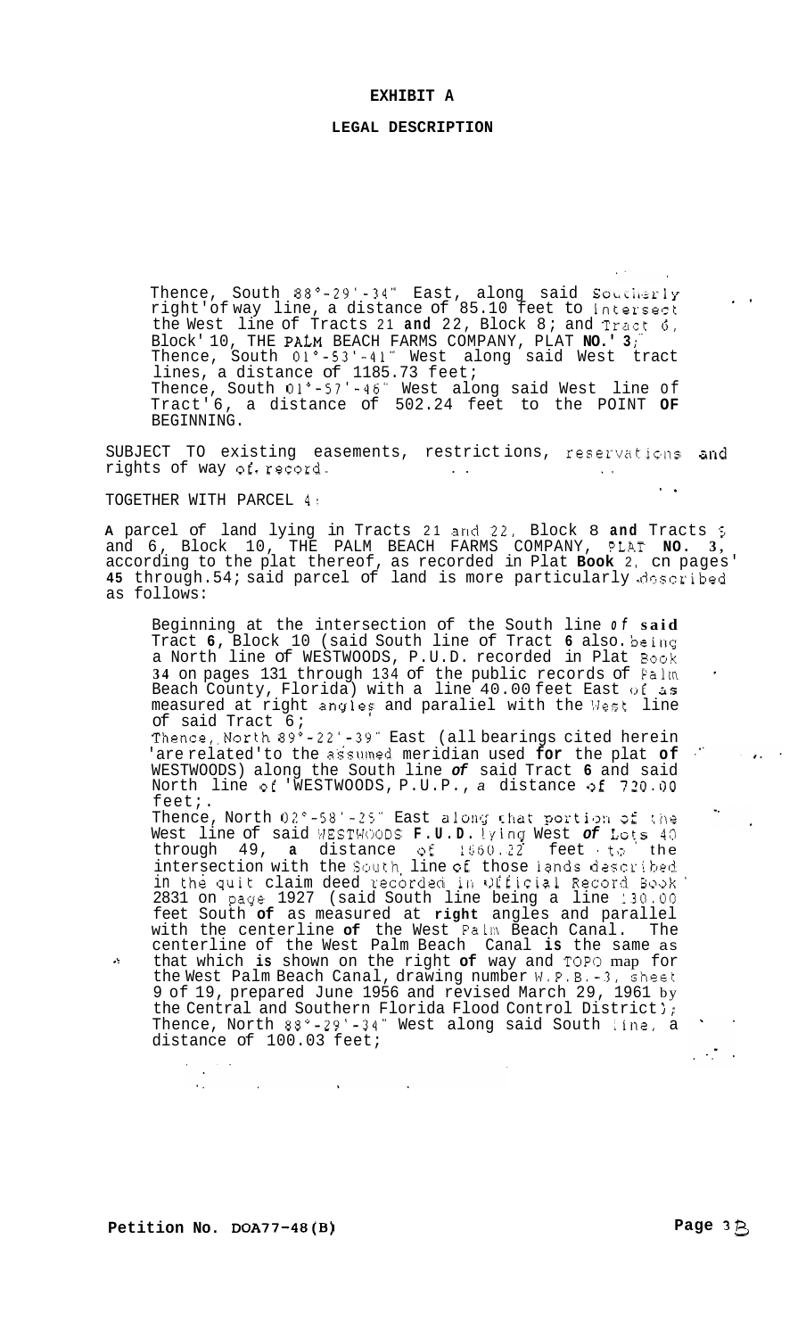# EXHIBIT A

## LEGAL DESCRIPTION

Thence, South 88°-29'-34" East, along said Southerly right of way line, a distance of 85.10 feet to intersect the West line of Tracts 21 and 22, Block 8; and Tract 6, Block 10, THE PALM BEACH FARMS COMPANY, PLAT NO. 3; Thence, South 01°-53'-41" West along said West tract lines, a distance of 1185.73 feet;
Thence, South 01°-57'-46" West along said West line of Tract 6, a distance of 502.24 feet to the POINT OF BEGINNING.

SUBJECT TO existing easements, restrictions, reservations and rights of way of record.

TOGETHER WITH PARCEL 4:

**A** parcel of land lying in Tracts 21 and 22, Block 8 **and** Tracts 5 and 6, Block 10, THE PALM BEACH FARMS COMPANY, PLAT **NO. 3**, according to the plat thereof, as recorded in Plat **Book** 2, on pages 45 through 54; said parcel of land is more particularly described as follows:

Beginning at the intersection of the South line *of* **said** Tract **6**, Block 10 (said South line of Tract **6** also being a North line of WESTWOODS, P.U.D. recorded in Plat Book **34** on pages 131 through 134 of the public records of Palm Beach County, Florida) with a line 40.00 feet East of as measured at right angles and parallel with the West line of said Tract 6;
Thence, North 89°-22'-39" East (all bearings cited herein are related to the assumed meridian used **for** the plat **of** WESTWOODS) along the South line *of* said Tract **6** and said North line of WESTWOODS, P.U.P., *a* distance of 720.00 feet;
Thence, North 02°-58'-25" East along that portion of the West line of said WESTWOODS **F.U.D.** lying West *of* Lots 40 through 49, **a** distance of 1660.22 feet to the intersection with the South line of those lands described in the quit claim deed recorded in Official Record Book 2831 on page 1927 (said South line being a line 130.00 feet South **of** as measured at **right** angles and parallel with the centerline **of** the West Palm Beach Canal. The centerline of the West Palm Beach Canal **is** the same as that which **is** shown on the right **of** way and TOPO map for the West Palm Beach Canal, drawing number W.P.B.-3, sheet 9 of 19, prepared June 1956 and revised March 29, 1961 by the Central and Southern Florida Flood Control District);
Thence, North 88°-29'-34" West along said South line, a distance of 100.03 feet;

**Petition No. DOA77-48(B)**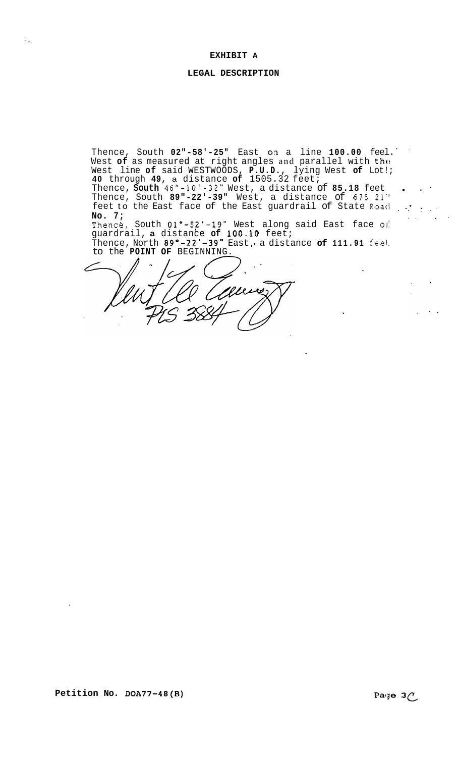# EXHIBIT A

## LEGAL DESCRIPTION

Thence, South 02"-58'-25" East on a line 100.00 feet West of as measured at right angles and parallel with the West line of said WESTWOODS, P.U.D., lying West of Lots 40 through 49, a distance of 1505.32 feet;
Thence, South 46°-10'-32" West, a distance of 85.18 feet
Thence, South 89"-22'-39" West, a distance of 675.21" feet to the East face of the East guardrail of State Road No. 7;
Thence, South 01°-52'-19" West along said East face of guardrail, a distance of 100.10 feet;
Thence, North 89°-22'-39" East, a distance of 111.91 feet to the POINT OF BEGINNING.

PLS 3884

Petition No. DOA77-48(B)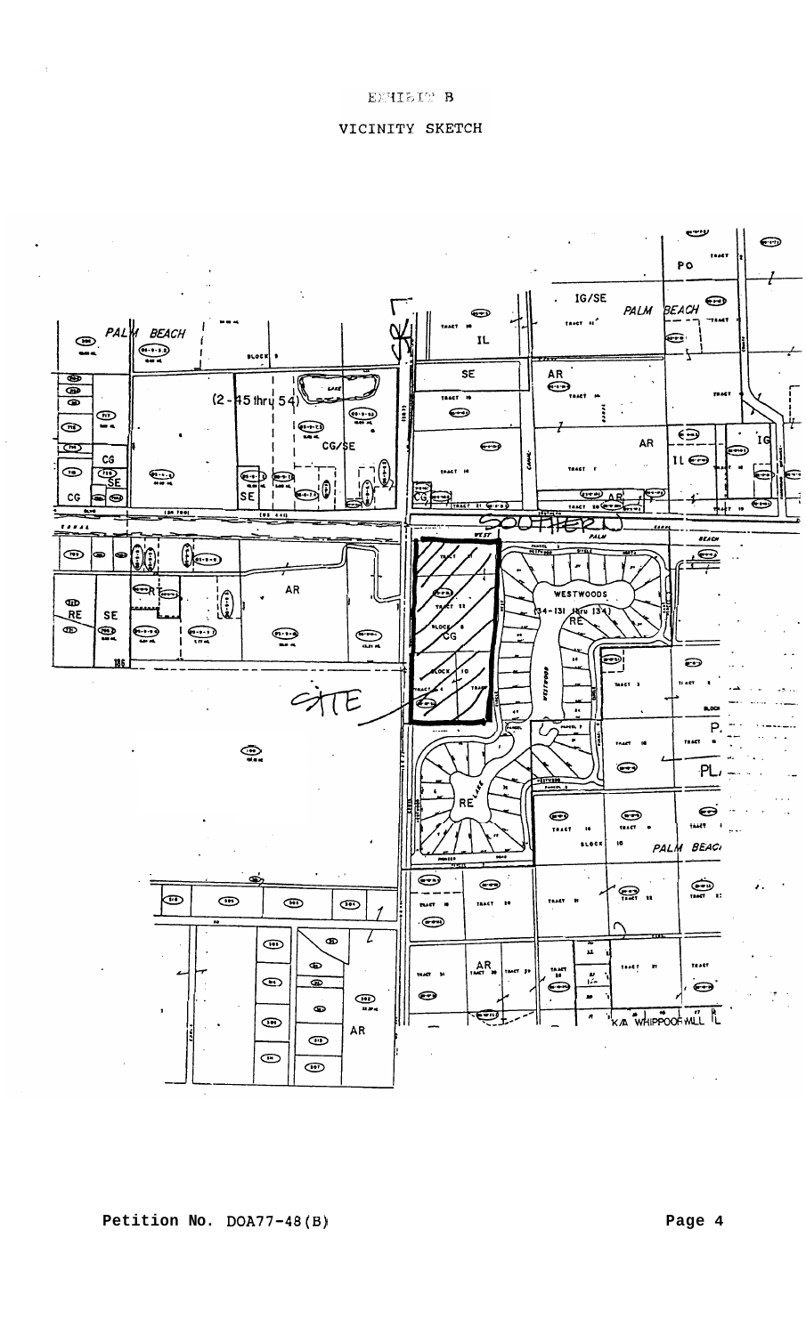EXHIBIT B

VICINITY SKETCH

Petition No. DOA77-48(B)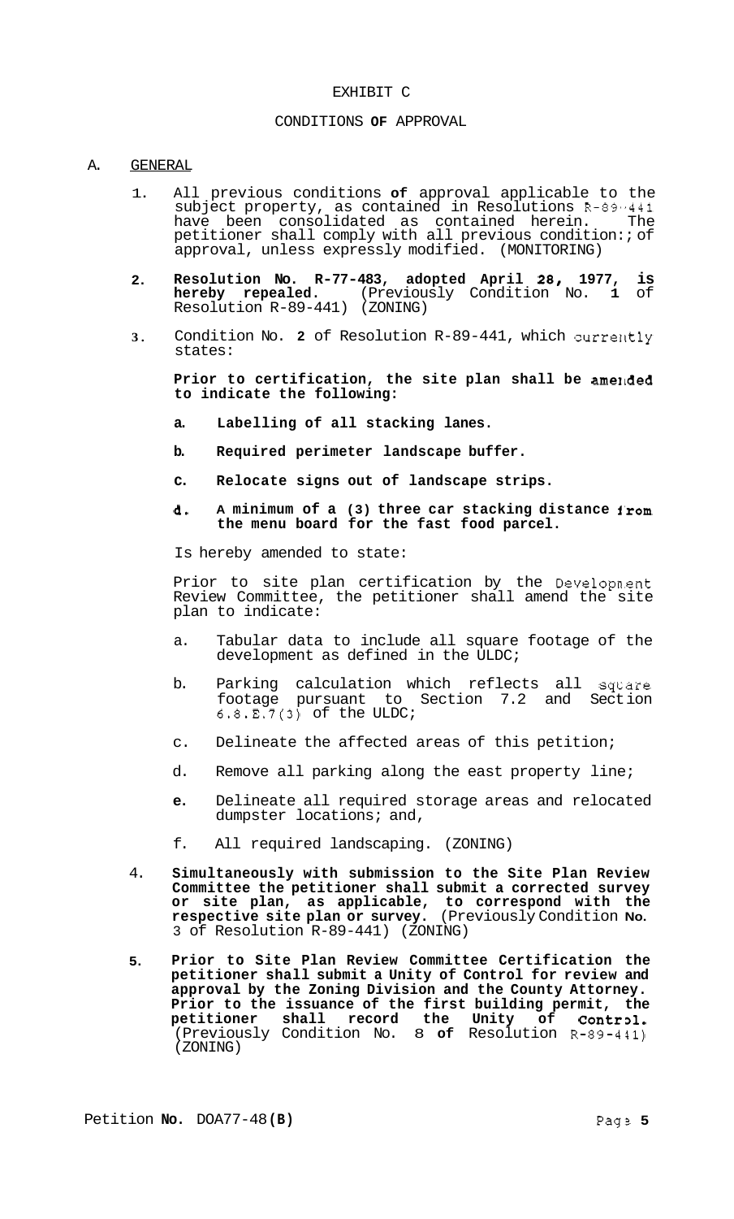# EXHIBIT C

## CONDITIONS OF APPROVAL

A. GENERAL

1. All previous conditions of approval applicable to the subject property, as contained in Resolutions R-89-441 have been consolidated as contained herein. The petitioner shall comply with all previous conditions of approval, unless expressly modified. (MONITORING)

2. **Resolution No. R-77-483, adopted April 28, 1977, is hereby repealed.** (Previously Condition No. 1 of Resolution R-89-441) (ZONING)

3. Condition No. 2 of Resolution R-89-441, which currently states:

   **Prior to certification, the site plan shall be amended to indicate the following:**

   **a. Labelling of all stacking lanes.**

   **b. Required perimeter landscape buffer.**

   **c. Relocate signs out of landscape strips.**

   **d. A minimum of a (3) three car stacking distance from the menu board for the fast food parcel.**

   Is hereby amended to state:

   Prior to site plan certification by the Development Review Committee, the petitioner shall amend the site plan to indicate:

   a. Tabular data to include all square footage of the development as defined in the ULDC;

   b. Parking calculation which reflects all square footage pursuant to Section 7.2 and Section 6.8.E.7(3) of the ULDC;

   c. Delineate the affected areas of this petition;

   d. Remove all parking along the east property line;

   e. Delineate all required storage areas and relocated dumpster locations; and,

   f. All required landscaping. (ZONING)

4. **Simultaneously with submission to the Site Plan Review Committee the petitioner shall submit a corrected survey or site plan, as applicable, to correspond with the respective site plan or survey.** (Previously Condition No. 3 of Resolution R-89-441) (ZONING)

5. **Prior to Site Plan Review Committee Certification the petitioner shall submit a Unity of Control for review and approval by the Zoning Division and the County Attorney. Prior to the issuance of the first building permit, the petitioner shall record the Unity of Control.** (Previously Condition No. 8 of Resolution R-89-441) (ZONING)

Petition No. DOA77-48(B)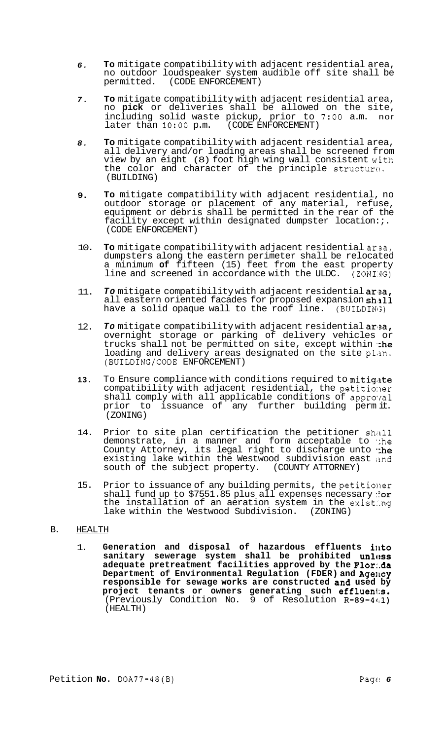6. **To** mitigate compatibility with adjacent residential area, no outdoor loudspeaker system audible off site shall be permitted. (CODE ENFORCEMENT)

7. **To** mitigate compatibility with adjacent residential area, no **pick** or deliveries shall be allowed on the site, including solid waste pickup, prior to 7:00 a.m. nor later than 10:00 p.m. (CODE ENFORCEMENT)

8. **To** mitigate compatibility with adjacent residential area, all delivery and/or loading areas shall be screened from view by an eight (8) foot high wing wall consistent with the color and character of the principle structure. (BUILDING)

9. **To** mitigate compatibility with adjacent residential, no outdoor storage or placement of any material, refuse, equipment or debris shall be permitted in the rear of the facility except within designated dumpster locations. (CODE ENFORCEMENT)

10. **To** mitigate compatibility with adjacent residential area, dumpsters along the eastern perimeter shall be relocated a minimum **of** fifteen (15) feet from the east property line and screened in accordance with the ULDC. (ZONING)

11. *To* mitigate compatibility with adjacent residential area, all eastern oriented facades for proposed expansion shall have a solid opaque wall to the roof line. (BUILDING)

12. *To* mitigate compatibility with adjacent residential area, overnight storage or parking of delivery vehicles or trucks shall not be permitted on site, except within the loading and delivery areas designated on the site plan. (BUILDING/CODE ENFORCEMENT)

13. To Ensure compliance with conditions required to mitigate compatibility with adjacent residential, the petitioner shall comply with all applicable conditions of approval prior to issuance of any further building permit. (ZONING)

14. Prior to site plan certification the petitioner shall demonstrate, in a manner and form acceptable to the County Attorney, its legal right to discharge unto the existing lake within the Westwood subdivision east and south of the subject property. (COUNTY ATTORNEY)

15. Prior to issuance of any building permits, the petitioner shall fund up to $7551.85 plus all expenses necessary for the installation of an aeration system in the existing lake within the Westwood Subdivision. (ZONING)

B. HEALTH

1. **Generation and disposal of hazardous effluents into sanitary sewerage system shall be prohibited unless adequate pretreatment facilities approved by the Florida Department of Environmental Regulation (FDER) and Agency responsible for sewage works are constructed and used by project tenants or owners generating such effluents.** (Previously Condition No. 9 of Resolution R-89-441) (HEALTH)

Petition **No.** DOA77-48(B)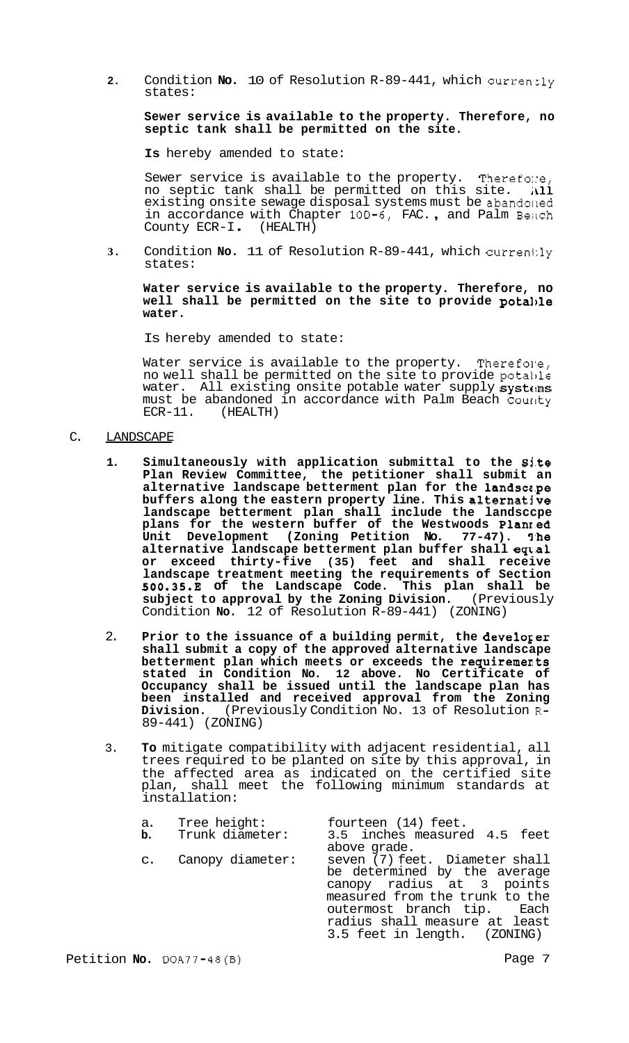2. Condition **No.** 10 of Resolution R-89-441, which currently states:

   **Sewer service is available to the property. Therefore, no septic tank shall be permitted on the site.**

   **Is** hereby amended to state:

   Sewer service is available to the property. Therefore, no septic tank shall be permitted on this site. All existing onsite sewage disposal systems must be abandoned in accordance with Chapter 10D-6, FAC., and Palm Beach County ECR-I. (HEALTH)

3. Condition **No.** 11 of Resolution R-89-441, which currently states:

   **Water service is available to the property. Therefore, no well shall be permitted on the site to provide potable water.**

   Is hereby amended to state:

   Water service is available to the property. Therefore, no well shall be permitted on the site to provide potable water. All existing onsite potable water supply systems must be abandoned in accordance with Palm Beach County ECR-11. (HEALTH)

C. LANDSCAPE

1. **Simultaneously with application submittal to the Site Plan Review Committee, the petitioner shall submit an alternative landscape betterment plan for the landscape buffers along the eastern property line. This alternative landscape betterment plan shall include the landscape plans for the western buffer of the Westwoods Planned Unit Development (Zoning Petition No. 77-47). The alternative landscape betterment plan buffer shall equal or exceed thirty-five (35) feet and shall receive landscape treatment meeting the requirements of Section 500.35.E of the Landscape Code. This plan shall be subject to approval by the Zoning Division.** (Previously Condition **No.** 12 of Resolution R-89-441) (ZONING)

2. **Prior to the issuance of a building permit, the developer shall submit a copy of the approved alternative landscape betterment plan which meets or exceeds the requirements stated in Condition No. 12 above. No Certificate of Occupancy shall be issued until the landscape plan has been installed and received approval from the Zoning Division.** (Previously Condition No. 13 of Resolution R-89-441) (ZONING)

3. **To** mitigate compatibility with adjacent residential, all trees required to be planted on site by this approval, in the affected area as indicated on the certified site plan, shall meet the following minimum standards at installation:

   a. Tree height: fourteen (14) feet.
   **b.** Trunk diameter: 3.5 inches measured 4.5 feet above grade.
   c. Canopy diameter: seven (7) feet. Diameter shall be determined by the average canopy radius at 3 points measured from the trunk to the outermost branch tip. Each radius shall measure at least 3.5 feet in length. (ZONING)

Petition **No.** DOA77-48(B)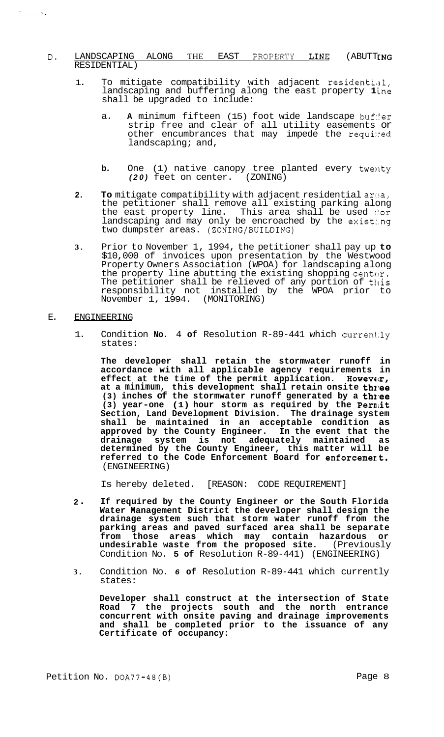D. LANDSCAPING ALONG THE EAST PROPERTY LINE (ABUTTING RESIDENTIAL)

1. To mitigate compatibility with adjacent residential, landscaping and buffering along the east property line shall be upgraded to include:

   a. A minimum fifteen (15) foot wide landscape buffer strip free and clear of all utility easements or other encumbrances that may impede the required landscaping; and,

   b. One (1) native canopy tree planted every twenty *(20)* feet on center. (ZONING)

2. **To** mitigate compatibility with adjacent residential area, the petitioner shall remove all existing parking along the east property line. This area shall be used for landscaping and may only be encroached by the existing two dumpster areas. (ZONING/BUILDING)

3. Prior to November 1, 1994, the petitioner shall pay up **to** \$10,000 of invoices upon presentation by the Westwood Property Owners Association (WPOA) for landscaping along the property line abutting the existing shopping center. The petitioner shall be relieved of any portion of this responsibility not installed by the WPOA prior to November 1, 1994. (MONITORING)

E. ENGINEERING

1. Condition **No.** 4 **of** Resolution R-89-441 which currently states:

   **The developer shall retain the stormwater runoff in accordance with all applicable agency requirements in effect at the time of the permit application. However, at a minimum, this development shall retain onsite three (3) inches of the stormwater runoff generated by a three (3) year-one (1) hour storm as required by the Permit Section, Land Development Division. The drainage system shall be maintained in an acceptable condition as approved by the County Engineer. In the event that the drainage system is not adequately maintained as determined by the County Engineer, this matter will be referred to the Code Enforcement Board for enforcement.** (ENGINEERING)

   Is hereby deleted. [REASON: CODE REQUIREMENT]

2. **If required by the County Engineer or the South Florida Water Management District the developer shall design the drainage system such that storm water runoff from the parking areas and paved surfaced area shall be separate from those areas which may contain hazardous or undesirable waste from the proposed site.** (Previously Condition No. **5 of** Resolution R-89-441) (ENGINEERING)

3. Condition No. *6* **of** Resolution R-89-441 which currently states:

   **Developer shall construct at the intersection of State Road 7 the projects south and the north entrance concurrent with onsite paving and drainage improvements and shall be completed prior to the issuance of any Certificate of occupancy:**

Petition No. DOA77-48(B)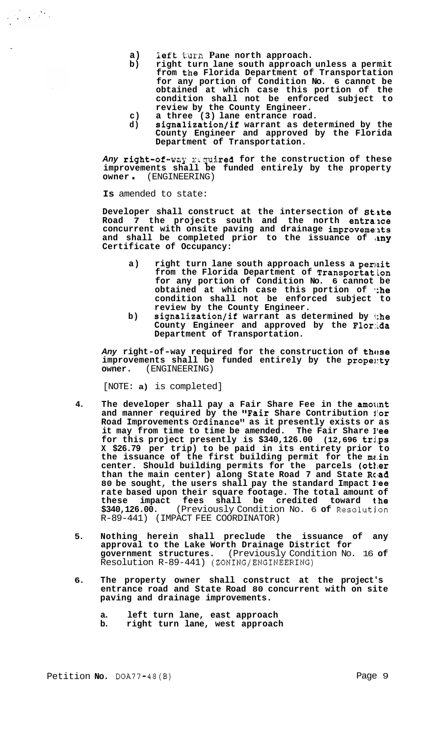a) left turn Pane north approach.
b) right turn lane south approach unless a permit from the Florida Department of Transportation for any portion of Condition No. 6 cannot be obtained at which case this portion of the condition shall not be enforced subject to review by the County Engineer.
c) a three (3) lane entrance road.
d) signalization/if warrant as determined by the County Engineer and approved by the Florida Department of Transportation.

*Any* right-of-way required for the construction of these improvements shall be funded entirely by the property owner. (ENGINEERING)

**Is** amended to state:

**Developer shall construct at the intersection of State Road 7 the projects south and the north entrance concurrent with onsite paving and drainage improvements and shall be completed prior to the issuance of any Certificate of Occupancy:**

a) **right turn lane south approach unless a permit from the Florida Department of Transportation for any portion of Condition No. 6 cannot be obtained at which case this portion of the condition shall not be enforced subject to review by the County Engineer.**
b) **signalization/if warrant as determined by the County Engineer and approved by the Florida Department of Transportation.**

***Any* right-of-way required for the construction of these improvements shall be funded entirely by the property owner.** (ENGINEERING)

[NOTE: **a)** is completed]

4. **The developer shall pay a Fair Share Fee in the amount and manner required by the "Fair Share Contribution for Road Improvements Ordinance" as it presently exists or as it may from time to time be amended. The Fair Share Fee for this project presently is $340,126.00 (12,696 trips X $26.79 per trip) to be paid in its entirety prior to the issuance of the first building permit for the main center. Should building permits for the parcels (other than the main center) along State Road 7 and State Road 80 be sought, the users shall pay the standard Impact Fee rate based upon their square footage. The total amount of these impact fees shall be credited toward the $340,126.00.** (Previously Condition No. 6 **of** Resolution R-89-441) (IMPACT FEE COORDINATOR)

5. **Nothing herein shall preclude the issuance of any approval to the Lake Worth Drainage District for government structures.** (Previously Condition No. 16 **of** Resolution R-89-441) (ZONING/ENGINEERING)

6. **The property owner shall construct at the project's entrance road and State Road 80 concurrent with on site paving and drainage improvements.**

   **a. left turn lane, east approach**
   **b. right turn lane, west approach**

Petition **No.** DOA77-48(B)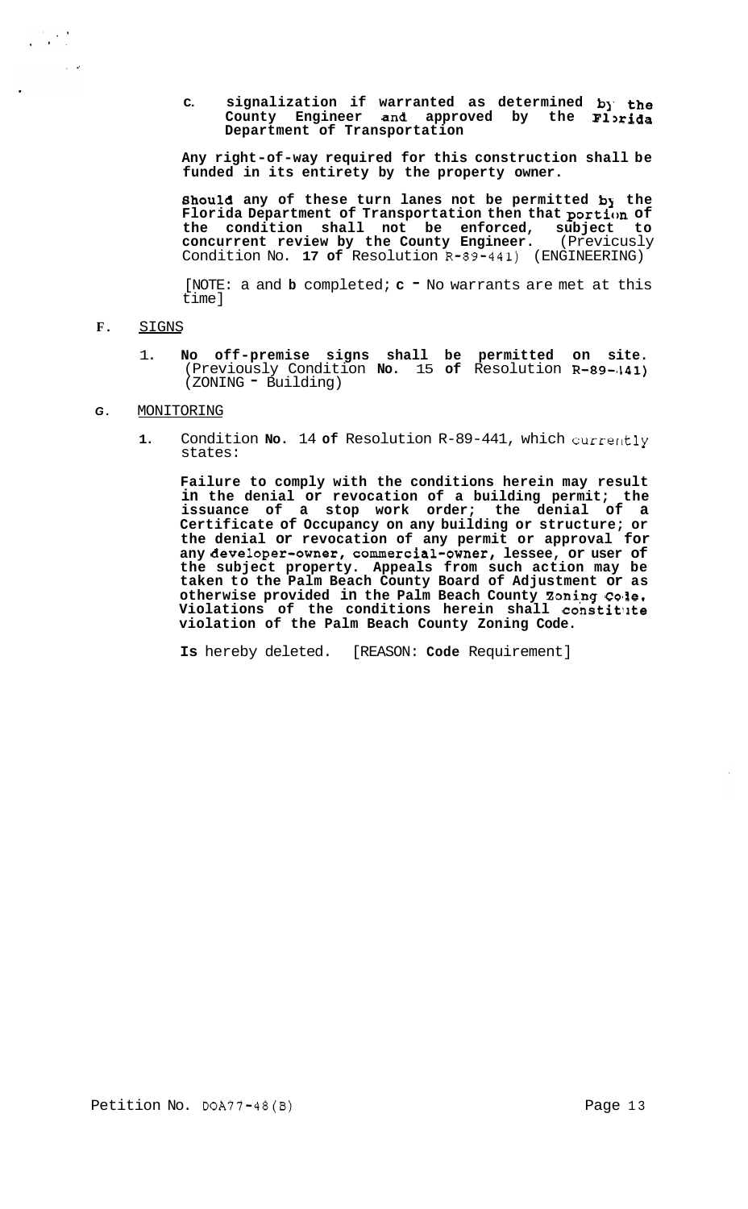c. **signalization if warranted as determined by the County Engineer and approved by the Florida Department of Transportation**

**Any right-of-way required for this construction shall be funded in its entirety by the property owner.**

**Should any of these turn lanes not be permitted by the Florida Department of Transportation then that portion of the condition shall not be enforced, subject to concurrent review by the County Engineer.** (Previously Condition No. **17 of** Resolution R-89-441) (ENGINEERING)

[NOTE: a and **b** completed; **c** - No warrants are met at this time]

F. SIGNS

1. **No off-premise signs shall be permitted on site.** (Previously Condition **No.** 15 **of** Resolution R-89-441) (ZONING - Building)

G. MONITORING

1. Condition **No.** 14 **of** Resolution R-89-441, which currently states:

   **Failure to comply with the conditions herein may result in the denial or revocation of a building permit; the issuance of a stop work order; the denial of a Certificate of Occupancy on any building or structure; or the denial or revocation of any permit or approval for any developer-owner, commercial-owner, lessee, or user of the subject property. Appeals from such action may be taken to the Palm Beach County Board of Adjustment or as otherwise provided in the Palm Beach County Zoning Code. Violations of the conditions herein shall constitute violation of the Palm Beach County Zoning Code.**

   **Is** hereby deleted. [REASON: **Code** Requirement]

Petition No. DOA77-48(B)